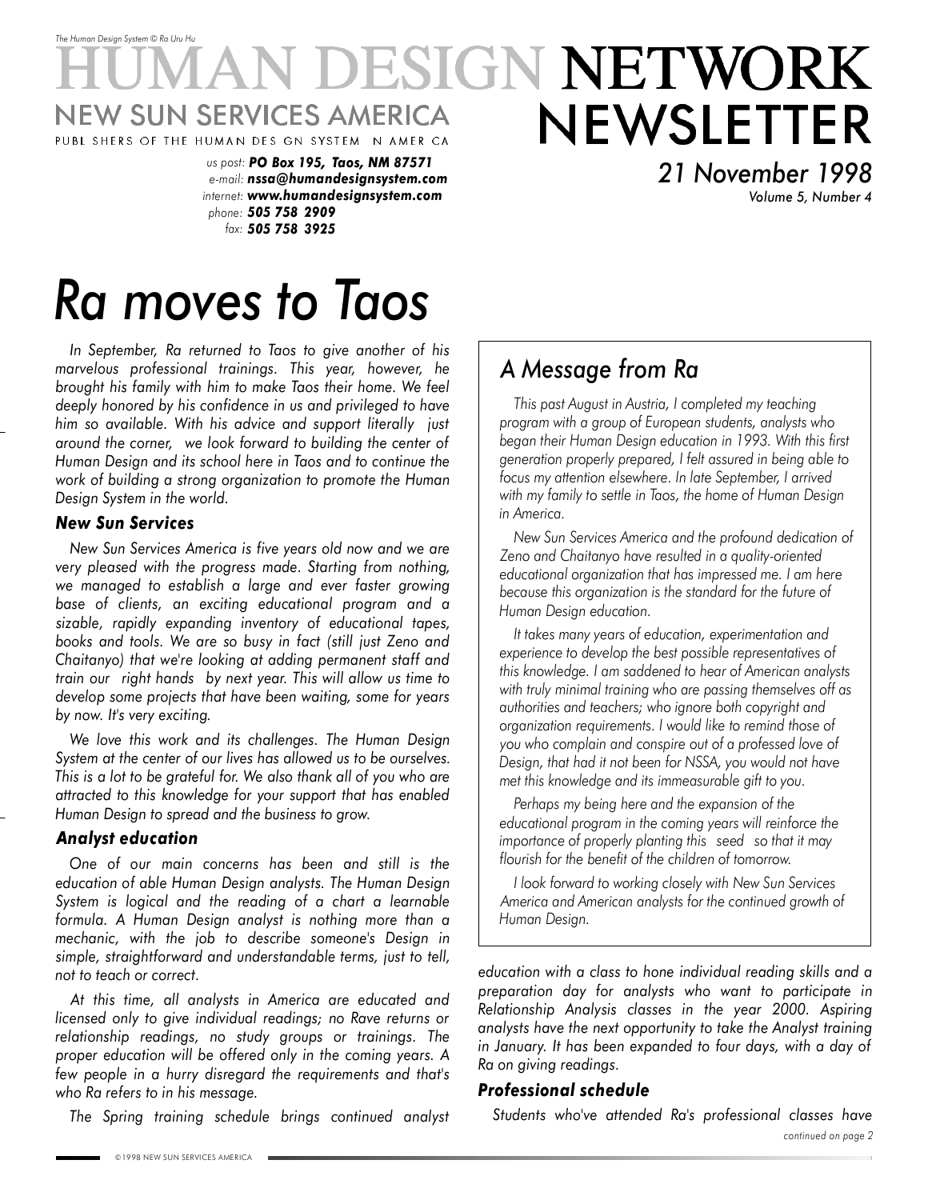The Human Design System © Ra Uru Hu

# HUMAN DESIGN NETWORK NEWSLETTER

NEW SUN SERVICES AMERICA

PUBLISHERS OF THE HUMAN DESIGN SYSTEM IN AMERICA

us post: **PO Box 195, Taos, NM 87571**
e-mail: **nssa@humandesignsystem.com**
internet: **www.humandesignsystem.com**
phone: **505 758 2909**
fax: **505 758 3925**

*21 November 1998*
*Volume 5, Number 4*

# *Ra moves to Taos*

*In September, Ra returned to Taos to give another of his marvelous professional trainings. This year, however, he brought his family with him to make Taos their home. We feel deeply honored by his confidence in us and privileged to have him so available. With his advice and support literally just around the corner, we look forward to building the center of Human Design and its school here in Taos and to continue the work of building a strong organization to promote the Human Design System in the world.*

### *New Sun Services*

*New Sun Services America is five years old now and we are very pleased with the progress made. Starting from nothing, we managed to establish a large and ever faster growing base of clients, an exciting educational program and a sizable, rapidly expanding inventory of educational tapes, books and tools. We are so busy in fact (still just Zeno and Chaitanyo) that we're looking at adding permanent staff and train our right hands by next year. This will allow us time to develop some projects that have been waiting, some for years by now. It's very exciting.*

*We love this work and its challenges. The Human Design System at the center of our lives has allowed us to be ourselves. This is a lot to be grateful for. We also thank all of you who are attracted to this knowledge for your support that has enabled Human Design to spread and the business to grow.*

### *Analyst education*

*One of our main concerns has been and still is the education of able Human Design analysts. The Human Design System is logical and the reading of a chart a learnable formula. A Human Design analyst is nothing more than a mechanic, with the job to describe someone's Design in simple, straightforward and understandable terms, just to tell, not to teach or correct.*

*At this time, all analysts in America are educated and licensed only to give individual readings; no Rave returns or relationship readings, no study groups or trainings. The proper education will be offered only in the coming years. A few people in a hurry disregard the requirements and that's who Ra refers to in his message.*

*The Spring training schedule brings continued analyst education with a class to hone individual reading skills and a preparation day for analysts who want to participate in Relationship Analysis classes in the year 2000. Aspiring analysts have the next opportunity to take the Analyst training in January. It has been expanded to four days, with a day of Ra on giving readings.*

### *Professional schedule*

*Students who've attended Ra's professional classes have*

*continued on page 2*

## *A Message from Ra*

*This past August in Austria, I completed my teaching program with a group of European students, analysts who began their Human Design education in 1993. With this first generation properly prepared, I felt assured in being able to focus my attention elsewhere. In late September, I arrived with my family to settle in Taos, the home of Human Design in America.*

*New Sun Services America and the profound dedication of Zeno and Chaitanyo have resulted in a quality-oriented educational organization that has impressed me. I am here because this organization is the standard for the future of Human Design education.*

*It takes many years of education, experimentation and experience to develop the best possible representatives of this knowledge. I am saddened to hear of American analysts with truly minimal training who are passing themselves off as authorities and teachers; who ignore both copyright and organization requirements. I would like to remind those of you who complain and conspire out of a professed love of Design, that had it not been for NSSA, you would not have met this knowledge and its immeasurable gift to you.*

*Perhaps my being here and the expansion of the educational program in the coming years will reinforce the importance of properly planting this seed so that it may flourish for the benefit of the children of tomorrow.*

*I look forward to working closely with New Sun Services America and American analysts for the continued growth of Human Design.*

©1998 NEW SUN SERVICES AMERICA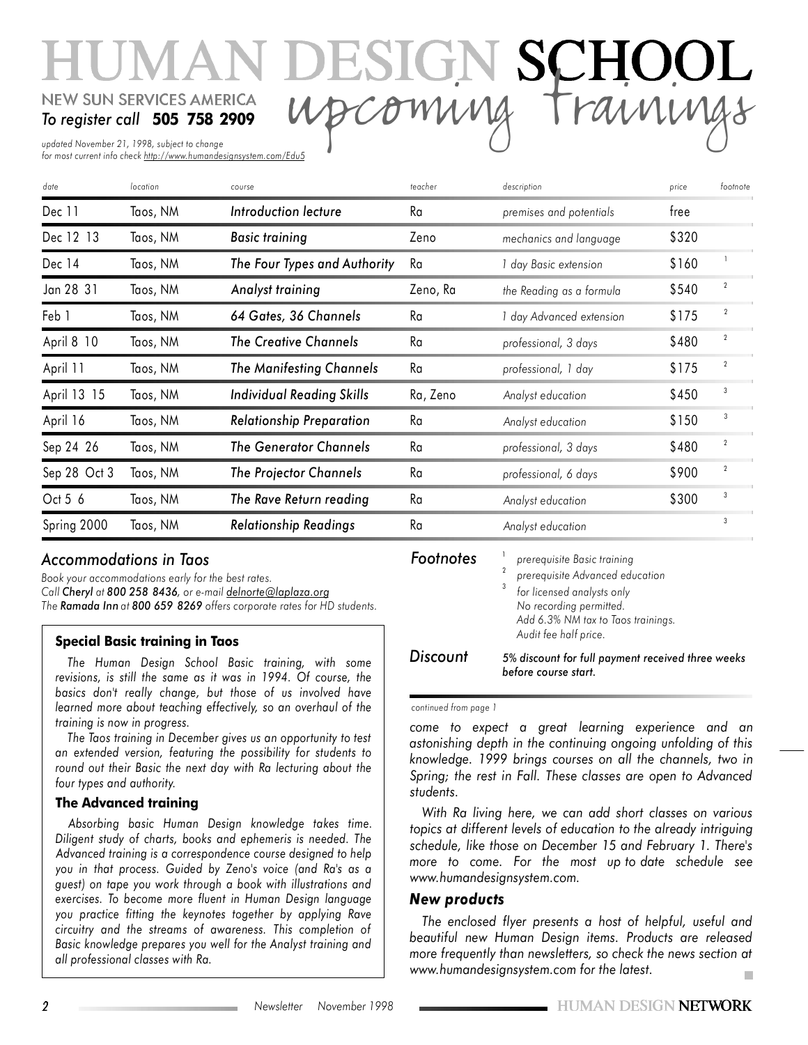# HUMAN DESIGN SCHOOL upcoming trainings

NEW SUN SERVICES AMERICA

*To register call* **505 758 2909**

*updated November 21, 1998, subject to change*
*for most current info check http://www.humandesignsystem.com/Edu5*

| date | location | course | teacher | description | price | footnote |
|---|---|---|---|---|---|---|
| Dec 11 | Taos, NM | *Introduction lecture* | Ra | *premises and potentials* | free | |
| Dec 12 13 | Taos, NM | *Basic training* | Zeno | *mechanics and language* | $320 | |
| Dec 14 | Taos, NM | *The Four Types and Authority* | Ra | *1 day Basic extension* | $160 | 1 |
| Jan 28 31 | Taos, NM | *Analyst training* | Zeno, Ra | *the Reading as a formula* | $540 | 2 |
| Feb 1 | Taos, NM | *64 Gates, 36 Channels* | Ra | *1 day Advanced extension* | $175 | 2 |
| April 8 10 | Taos, NM | *The Creative Channels* | Ra | *professional, 3 days* | $480 | 2 |
| April 11 | Taos, NM | *The Manifesting Channels* | Ra | *professional, 1 day* | $175 | 2 |
| April 13 15 | Taos, NM | *Individual Reading Skills* | Ra, Zeno | *Analyst education* | $450 | 3 |
| April 16 | Taos, NM | *Relationship Preparation* | Ra | *Analyst education* | $150 | 3 |
| Sep 24 26 | Taos, NM | *The Generator Channels* | Ra | *professional, 3 days* | $480 | 2 |
| Sep 28 Oct 3 | Taos, NM | *The Projector Channels* | Ra | *professional, 6 days* | $900 | 2 |
| Oct 5 6 | Taos, NM | *The Rave Return reading* | Ra | *Analyst education* | $300 | 3 |
| Spring 2000 | Taos, NM | *Relationship Readings* | Ra | *Analyst education* | | 3 |

## *Accommodations in Taos*

*Book your accommodations early for the best rates.*
*Call **Cheryl** at **800 258 8436**, or e-mail delnorte@laplaza.org*
*The **Ramada Inn** at **800 659 8269** offers corporate rates for HD students.*

### Special Basic training in Taos

*The Human Design School Basic training, with some revisions, is still the same as it was in 1994. Of course, the basics don't really change, but those of us involved have learned more about teaching effectively, so an overhaul of the training is now in progress.*

*The Taos training in December gives us an opportunity to test an extended version, featuring the possibility for students to round out their Basic the next day with Ra lecturing about the four types and authority.*

### The Advanced training

*Absorbing basic Human Design knowledge takes time. Diligent study of charts, books and ephemeris is needed. The Advanced training is a correspondence course designed to help you in that process. Guided by Zeno's voice (and Ra's as a guest) on tape you work through a book with illustrations and exercises. To become more fluent in Human Design language you practice fitting the keynotes together by applying Rave circuitry and the streams of awareness. This completion of Basic knowledge prepares you well for the Analyst training and all professional classes with Ra.*

## *Footnotes*

1. *prerequisite Basic training*
2. *prerequisite Advanced education*
3. *for licensed analysts only*

*No recording permitted.*
*Add 6.3% NM tax to Taos trainings.*
*Audit fee half price.*

## *Discount*

*5% discount for full payment received three weeks before course start.*

*continued from page 1*

*come to expect a great learning experience and an astonishing depth in the continuing ongoing unfolding of this knowledge. 1999 brings courses on all the channels, two in Spring; the rest in Fall. These classes are open to Advanced students.*

*With Ra living here, we can add short classes on various topics at different levels of education to the already intriguing schedule, like those on December 15 and February 1. There's more to come. For the most up to date schedule see www.humandesignsystem.com.*

### *New products*

*The enclosed flyer presents a host of helpful, useful and beautiful new Human Design items. Products are released more frequently than newsletters, so check the news section at www.humandesignsystem.com for the latest.*